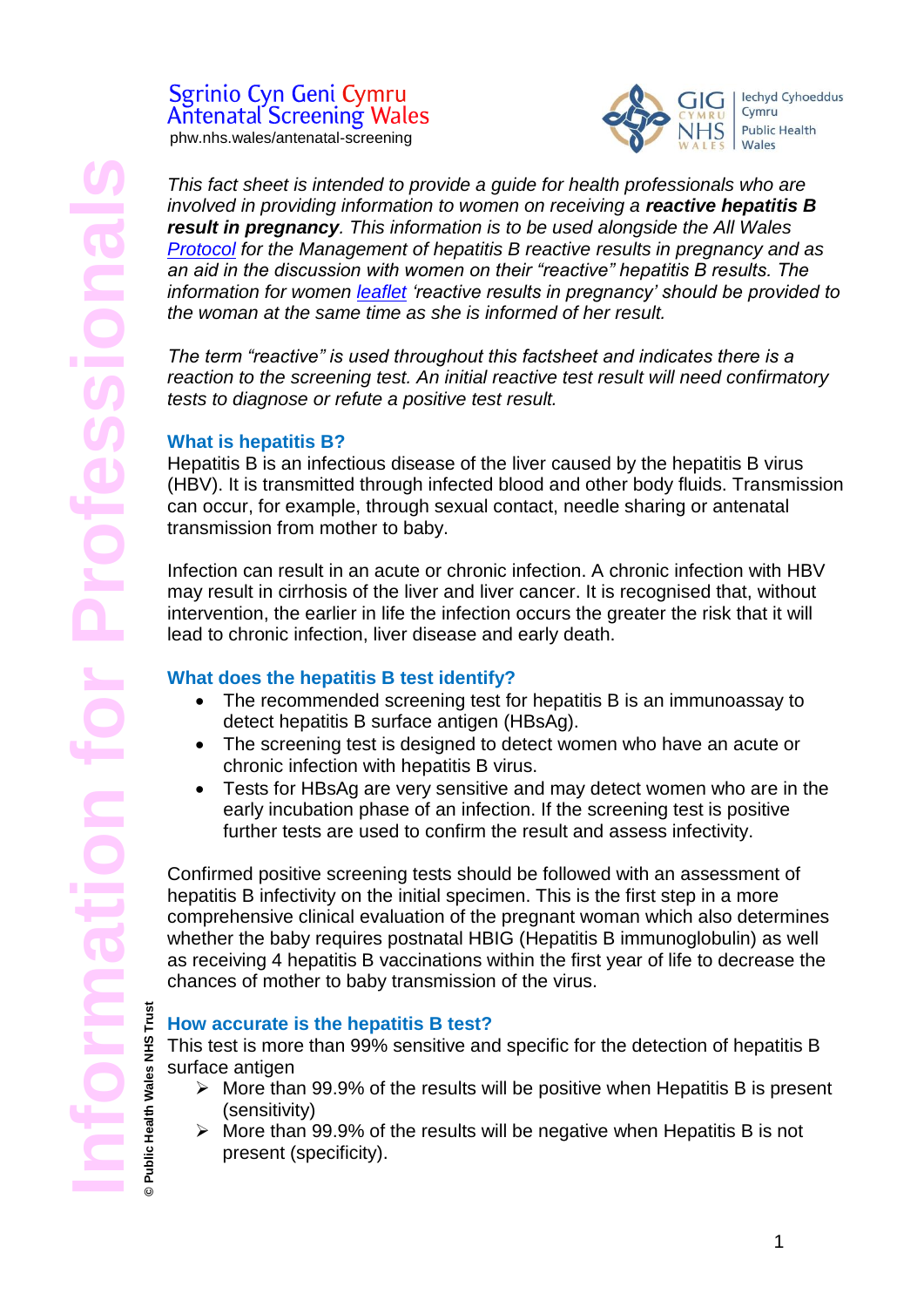Sgrinio Cyn Geni Cymru
Antenatal Screening Wales
phw.nhs.wales/antenatal-screening

GIG Cymru NHS Wales | Iechyd Cyhoeddus Cymru Public Health Wales

# Information for Professionals

*This fact sheet is intended to provide a guide for health professionals who are involved in providing information to women on receiving a* ***reactive hepatitis B result in pregnancy****. This information is to be used alongside the All Wales* *Protocol* *for the Management of hepatitis B reactive results in pregnancy and as an aid in the discussion with women on their "reactive" hepatitis B results. The information for women* *leaflet* *'reactive results in pregnancy' should be provided to the woman at the same time as she is informed of her result.*

*The term "reactive" is used throughout this factsheet and indicates there is a reaction to the screening test. An initial reactive test result will need confirmatory tests to diagnose or refute a positive test result.*

## What is hepatitis B?

Hepatitis B is an infectious disease of the liver caused by the hepatitis B virus (HBV). It is transmitted through infected blood and other body fluids. Transmission can occur, for example, through sexual contact, needle sharing or antenatal transmission from mother to baby.

Infection can result in an acute or chronic infection. A chronic infection with HBV may result in cirrhosis of the liver and liver cancer. It is recognised that, without intervention, the earlier in life the infection occurs the greater the risk that it will lead to chronic infection, liver disease and early death.

## What does the hepatitis B test identify?

- The recommended screening test for hepatitis B is an immunoassay to detect hepatitis B surface antigen (HBsAg).
- The screening test is designed to detect women who have an acute or chronic infection with hepatitis B virus.
- Tests for HBsAg are very sensitive and may detect women who are in the early incubation phase of an infection. If the screening test is positive further tests are used to confirm the result and assess infectivity.

Confirmed positive screening tests should be followed with an assessment of hepatitis B infectivity on the initial specimen. This is the first step in a more comprehensive clinical evaluation of the pregnant woman which also determines whether the baby requires postnatal HBIG (Hepatitis B immunoglobulin) as well as receiving 4 hepatitis B vaccinations within the first year of life to decrease the chances of mother to baby transmission of the virus.

## How accurate is the hepatitis B test?

This test is more than 99% sensitive and specific for the detection of hepatitis B surface antigen

- More than 99.9% of the results will be positive when Hepatitis B is present (sensitivity)
- More than 99.9% of the results will be negative when Hepatitis B is not present (specificity).

© Public Health Wales NHS Trust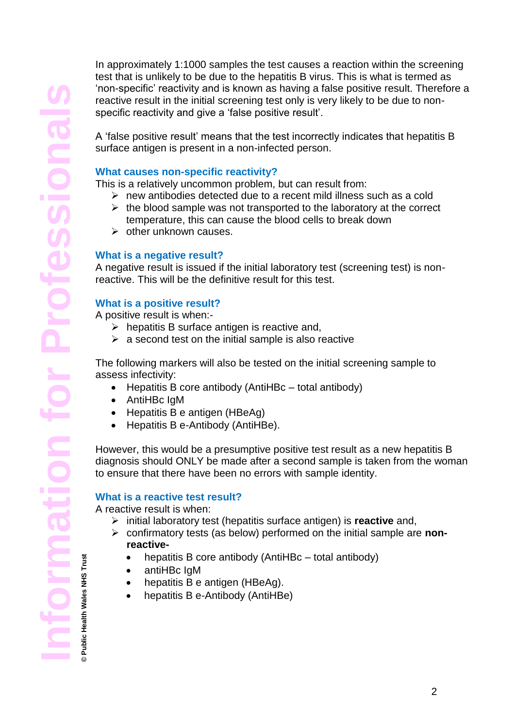In approximately 1:1000 samples the test causes a reaction within the screening test that is unlikely to be due to the hepatitis B virus. This is what is termed as 'non-specific' reactivity and is known as having a false positive result. Therefore a reactive result in the initial screening test only is very likely to be due to non-specific reactivity and give a 'false positive result'.

A 'false positive result' means that the test incorrectly indicates that hepatitis B surface antigen is present in a non-infected person.

### What causes non-specific reactivity?

This is a relatively uncommon problem, but can result from:

- new antibodies detected due to a recent mild illness such as a cold
- the blood sample was not transported to the laboratory at the correct temperature, this can cause the blood cells to break down
- other unknown causes.

### What is a negative result?

A negative result is issued if the initial laboratory test (screening test) is non-reactive. This will be the definitive result for this test.

### What is a positive result?

A positive result is when:-

- hepatitis B surface antigen is reactive and,
- a second test on the initial sample is also reactive

The following markers will also be tested on the initial screening sample to assess infectivity:

- Hepatitis B core antibody (AntiHBc – total antibody)
- AntiHBc IgM
- Hepatitis B e antigen (HBeAg)
- Hepatitis B e-Antibody (AntiHBe).

However, this would be a presumptive positive test result as a new hepatitis B diagnosis should ONLY be made after a second sample is taken from the woman to ensure that there have been no errors with sample identity.

### What is a reactive test result?

A reactive result is when:

- initial laboratory test (hepatitis surface antigen) is **reactive** and,
- confirmatory tests (as below) performed on the initial sample are **non-reactive-**
  - hepatitis B core antibody (AntiHBc – total antibody)
  - antiHBc IgM
  - hepatitis B e antigen (HBeAg).
  - hepatitis B e-Antibody (AntiHBe)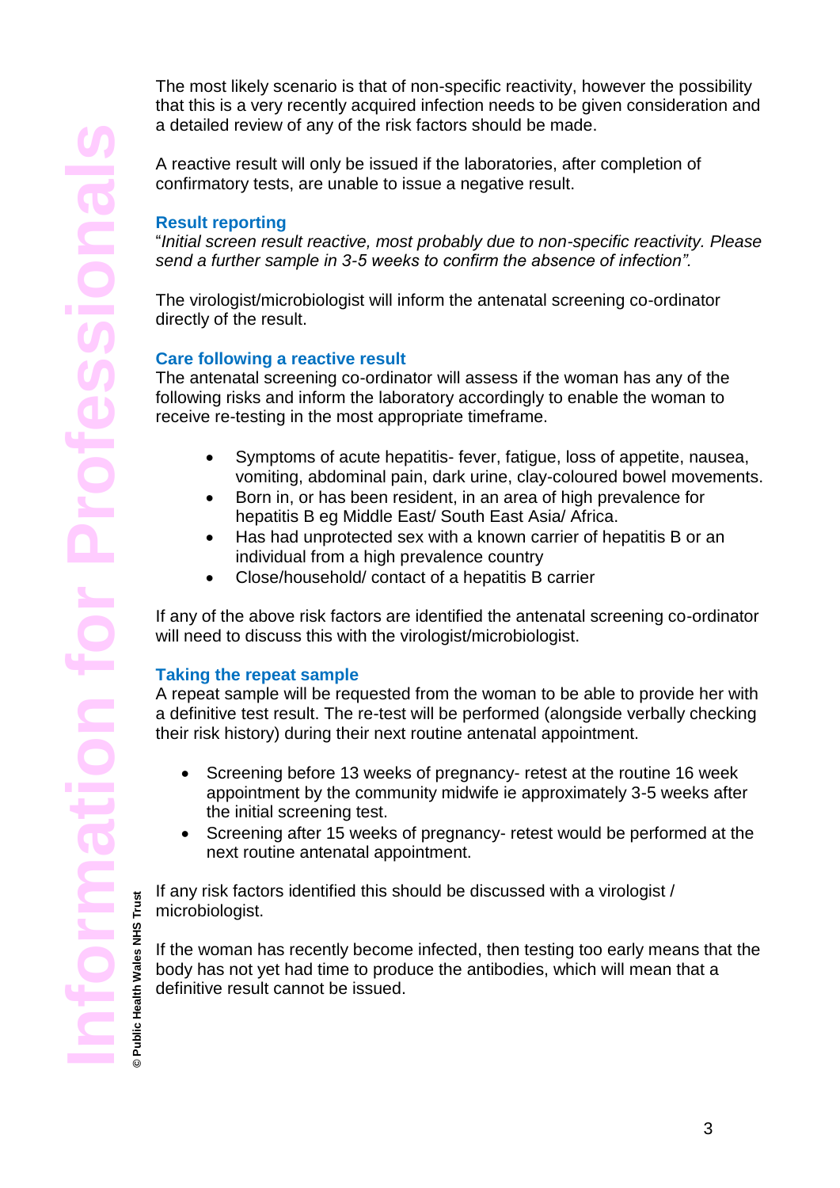The most likely scenario is that of non-specific reactivity, however the possibility that this is a very recently acquired infection needs to be given consideration and a detailed review of any of the risk factors should be made.

A reactive result will only be issued if the laboratories, after completion of confirmatory tests, are unable to issue a negative result.

### Result reporting

"*Initial screen result reactive, most probably due to non-specific reactivity. Please send a further sample in 3-5 weeks to confirm the absence of infection".*

The virologist/microbiologist will inform the antenatal screening co-ordinator directly of the result.

### Care following a reactive result

The antenatal screening co-ordinator will assess if the woman has any of the following risks and inform the laboratory accordingly to enable the woman to receive re-testing in the most appropriate timeframe.

- Symptoms of acute hepatitis- fever, fatigue, loss of appetite, nausea, vomiting, abdominal pain, dark urine, clay-coloured bowel movements.
- Born in, or has been resident, in an area of high prevalence for hepatitis B eg Middle East/ South East Asia/ Africa.
- Has had unprotected sex with a known carrier of hepatitis B or an individual from a high prevalence country
- Close/household/ contact of a hepatitis B carrier

If any of the above risk factors are identified the antenatal screening co-ordinator will need to discuss this with the virologist/microbiologist.

### Taking the repeat sample

A repeat sample will be requested from the woman to be able to provide her with a definitive test result. The re-test will be performed (alongside verbally checking their risk history) during their next routine antenatal appointment.

- Screening before 13 weeks of pregnancy- retest at the routine 16 week appointment by the community midwife ie approximately 3-5 weeks after the initial screening test.
- Screening after 15 weeks of pregnancy- retest would be performed at the next routine antenatal appointment.

If any risk factors identified this should be discussed with a virologist / microbiologist.

If the woman has recently become infected, then testing too early means that the body has not yet had time to produce the antibodies, which will mean that a definitive result cannot be issued.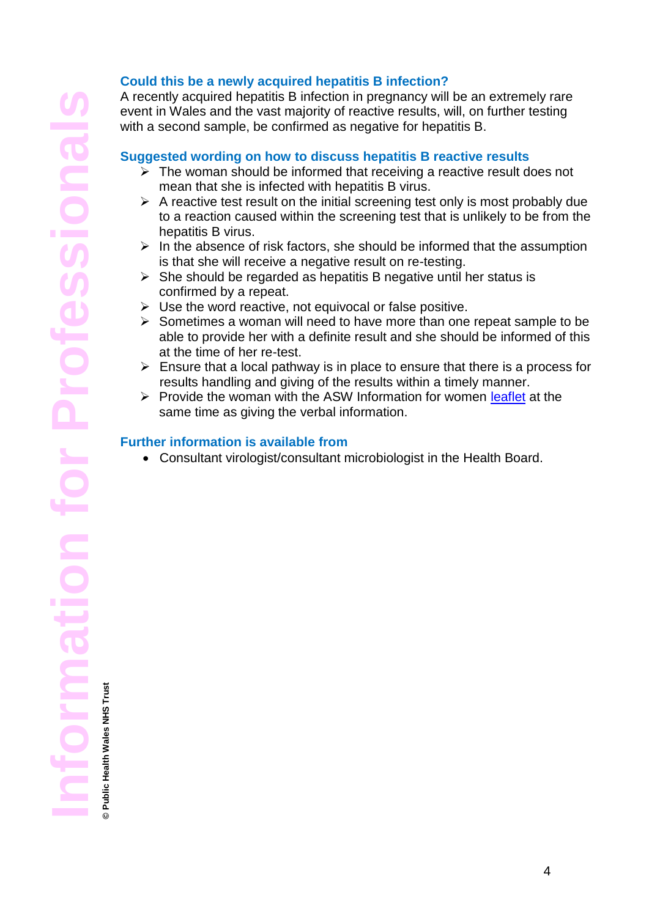## Could this be a newly acquired hepatitis B infection?

A recently acquired hepatitis B infection in pregnancy will be an extremely rare event in Wales and the vast majority of reactive results, will, on further testing with a second sample, be confirmed as negative for hepatitis B.

## Suggested wording on how to discuss hepatitis B reactive results

- The woman should be informed that receiving a reactive result does not mean that she is infected with hepatitis B virus.
- A reactive test result on the initial screening test only is most probably due to a reaction caused within the screening test that is unlikely to be from the hepatitis B virus.
- In the absence of risk factors, she should be informed that the assumption is that she will receive a negative result on re-testing.
- She should be regarded as hepatitis B negative until her status is confirmed by a repeat.
- Use the word reactive, not equivocal or false positive.
- Sometimes a woman will need to have more than one repeat sample to be able to provide her with a definite result and she should be informed of this at the time of her re-test.
- Ensure that a local pathway is in place to ensure that there is a process for results handling and giving of the results within a timely manner.
- Provide the woman with the ASW Information for women leaflet at the same time as giving the verbal information.

## Further information is available from

- Consultant virologist/consultant microbiologist in the Health Board.

Information for Professionals

© Public Health Wales NHS Trust